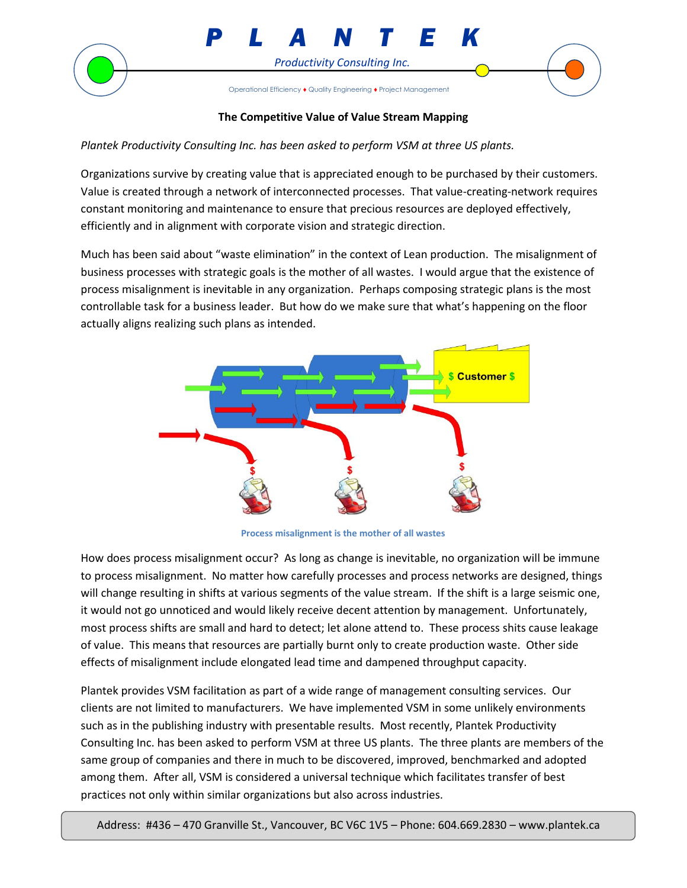# P L A N T E K

*Productivity Consulting Inc.*

Operational Efficiency ♦ Quality Engineering ♦ Project Management

## The Competitive Value of Value Stream Mapping

*Plantek Productivity Consulting Inc. has been asked to perform VSM at three US plants.*

Organizations survive by creating value that is appreciated enough to be purchased by their customers. Value is created through a network of interconnected processes. That value-creating-network requires constant monitoring and maintenance to ensure that precious resources are deployed effectively, efficiently and in alignment with corporate vision and strategic direction.

Much has been said about "waste elimination" in the context of Lean production. The misalignment of business processes with strategic goals is the mother of all wastes. I would argue that the existence of process misalignment is inevitable in any organization. Perhaps composing strategic plans is the most controllable task for a business leader. But how do we make sure that what's happening on the floor actually aligns realizing such plans as intended.

Process misalignment is the mother of all wastes

How does process misalignment occur? As long as change is inevitable, no organization will be immune to process misalignment. No matter how carefully processes and process networks are designed, things will change resulting in shifts at various segments of the value stream. If the shift is a large seismic one, it would not go unnoticed and would likely receive decent attention by management. Unfortunately, most process shifts are small and hard to detect; let alone attend to. These process shits cause leakage of value. This means that resources are partially burnt only to create production waste. Other side effects of misalignment include elongated lead time and dampened throughput capacity.

Plantek provides VSM facilitation as part of a wide range of management consulting services. Our clients are not limited to manufacturers. We have implemented VSM in some unlikely environments such as in the publishing industry with presentable results. Most recently, Plantek Productivity Consulting Inc. has been asked to perform VSM at three US plants. The three plants are members of the same group of companies and there in much to be discovered, improved, benchmarked and adopted among them. After all, VSM is considered a universal technique which facilitates transfer of best practices not only within similar organizations but also across industries.

Address: #436 – 470 Granville St., Vancouver, BC V6C 1V5 – Phone: 604.669.2830 – www.plantek.ca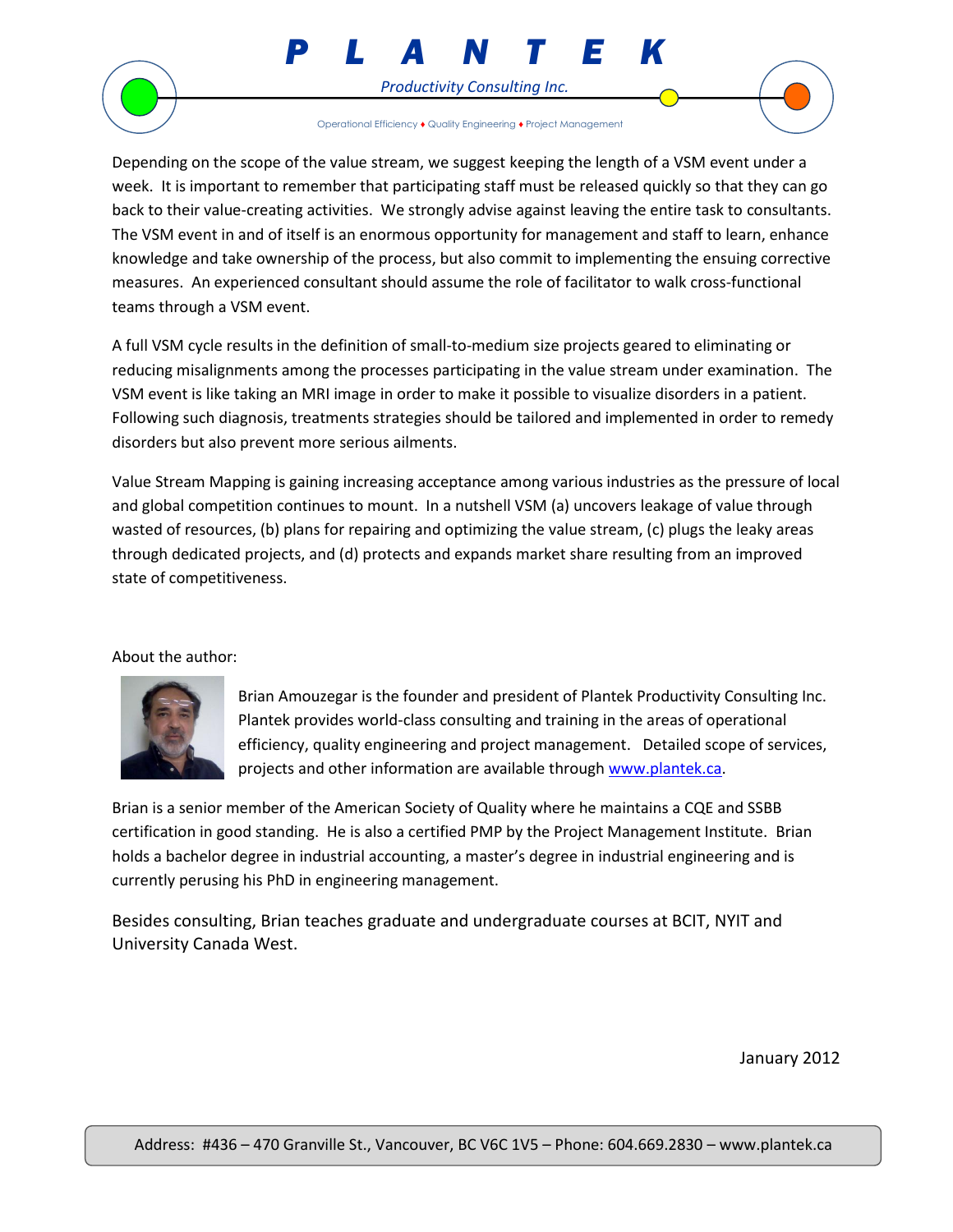Depending on the scope of the value stream, we suggest keeping the length of a VSM event under a week. It is important to remember that participating staff must be released quickly so that they can go back to their value-creating activities. We strongly advise against leaving the entire task to consultants. The VSM event in and of itself is an enormous opportunity for management and staff to learn, enhance knowledge and take ownership of the process, but also commit to implementing the ensuing corrective measures. An experienced consultant should assume the role of facilitator to walk cross-functional teams through a VSM event.

A full VSM cycle results in the definition of small-to-medium size projects geared to eliminating or reducing misalignments among the processes participating in the value stream under examination. The VSM event is like taking an MRI image in order to make it possible to visualize disorders in a patient. Following such diagnosis, treatments strategies should be tailored and implemented in order to remedy disorders but also prevent more serious ailments.

Value Stream Mapping is gaining increasing acceptance among various industries as the pressure of local and global competition continues to mount. In a nutshell VSM (a) uncovers leakage of value through wasted of resources, (b) plans for repairing and optimizing the value stream, (c) plugs the leaky areas through dedicated projects, and (d) protects and expands market share resulting from an improved state of competitiveness.

About the author:

Brian Amouzegar is the founder and president of Plantek Productivity Consulting Inc. Plantek provides world-class consulting and training in the areas of operational efficiency, quality engineering and project management. Detailed scope of services, projects and other information are available through www.plantek.ca.

Brian is a senior member of the American Society of Quality where he maintains a CQE and SSBB certification in good standing. He is also a certified PMP by the Project Management Institute. Brian holds a bachelor degree in industrial accounting, a master's degree in industrial engineering and is currently perusing his PhD in engineering management.

Besides consulting, Brian teaches graduate and undergraduate courses at BCIT, NYIT and University Canada West.

January 2012